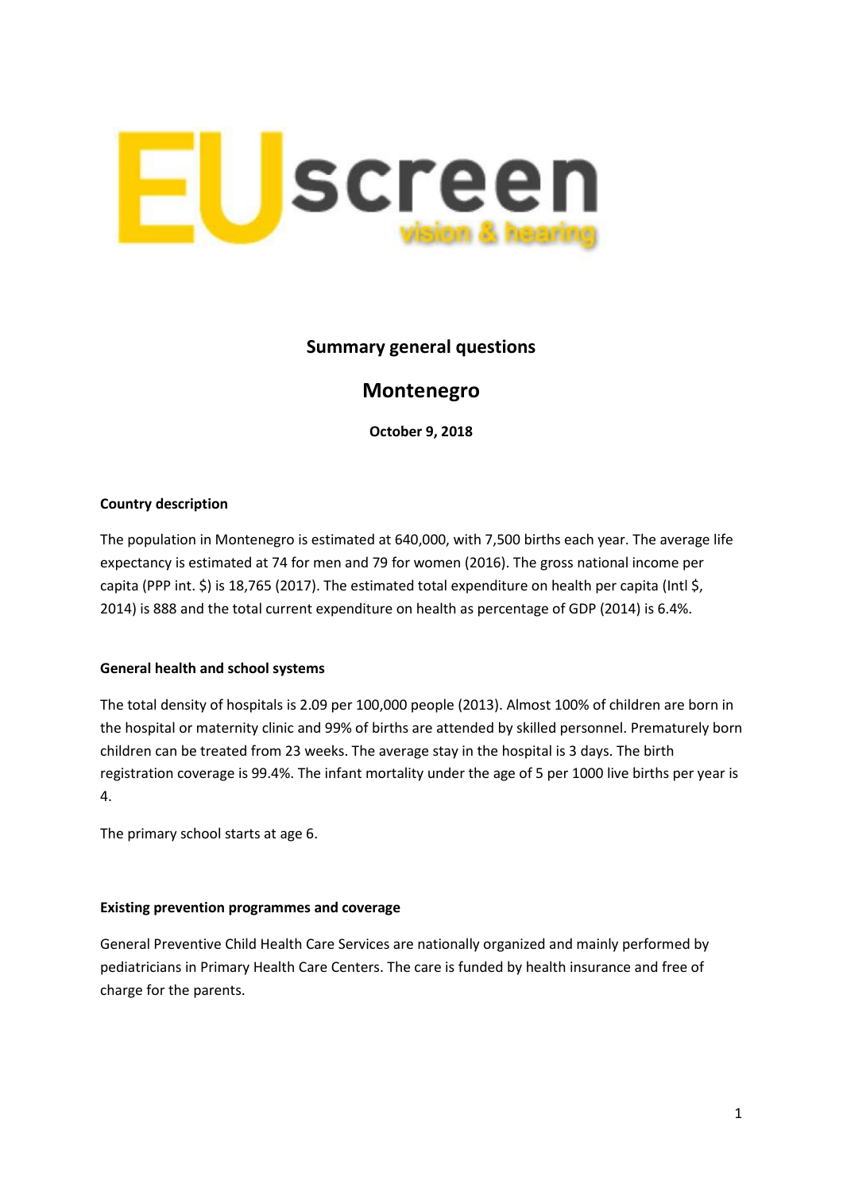EUscreen vision & hearing

## Summary general questions

# Montenegro

**October 9, 2018**

**Country description**

The population in Montenegro is estimated at 640,000, with 7,500 births each year. The average life expectancy is estimated at 74 for men and 79 for women (2016). The gross national income per capita (PPP int. $) is 18,765 (2017). The estimated total expenditure on health per capita (Intl $, 2014) is 888 and the total current expenditure on health as percentage of GDP (2014) is 6.4%.

**General health and school systems**

The total density of hospitals is 2.09 per 100,000 people (2013). Almost 100% of children are born in the hospital or maternity clinic and 99% of births are attended by skilled personnel. Prematurely born children can be treated from 23 weeks. The average stay in the hospital is 3 days. The birth registration coverage is 99.4%. The infant mortality under the age of 5 per 1000 live births per year is 4.

The primary school starts at age 6.

**Existing prevention programmes and coverage**

General Preventive Child Health Care Services are nationally organized and mainly performed by pediatricians in Primary Health Care Centers. The care is funded by health insurance and free of charge for the parents.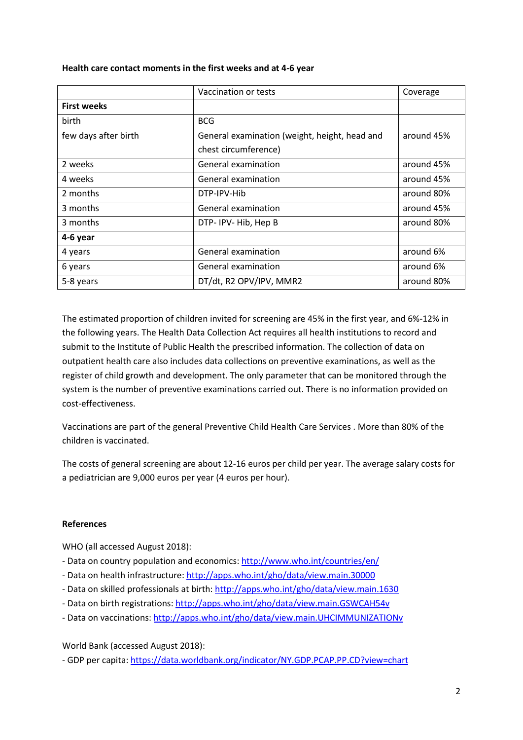**Health care contact moments in the first weeks and at 4-6 year**

| | Vaccination or tests | Coverage |
|---|---|---|
| **First weeks** | | |
| birth | BCG | |
| few days after birth | General examination (weight, height, head and chest circumference) | around 45% |
| 2 weeks | General examination | around 45% |
| 4 weeks | General examination | around 45% |
| 2 months | DTP-IPV-Hib | around 80% |
| 3 months | General examination | around 45% |
| 3 months | DTP- IPV- Hib, Hep B | around 80% |
| **4-6 year** | | |
| 4 years | General examination | around 6% |
| 6 years | General examination | around 6% |
| 5-8 years | DT/dt, R2 OPV/IPV, MMR2 | around 80% |

The estimated proportion of children invited for screening are 45% in the first year, and 6%-12% in the following years. The Health Data Collection Act requires all health institutions to record and submit to the Institute of Public Health the prescribed information. The collection of data on outpatient health care also includes data collections on preventive examinations, as well as the register of child growth and development. The only parameter that can be monitored through the system is the number of preventive examinations carried out. There is no information provided on cost-effectiveness.

Vaccinations are part of the general Preventive Child Health Care Services . More than 80% of the children is vaccinated.

The costs of general screening are about 12-16 euros per child per year. The average salary costs for a pediatrician are 9,000 euros per year (4 euros per hour).

**References**

WHO (all accessed August 2018):

- Data on country population and economics: http://www.who.int/countries/en/
- Data on health infrastructure: http://apps.who.int/gho/data/view.main.30000
- Data on skilled professionals at birth: http://apps.who.int/gho/data/view.main.1630
- Data on birth registrations: http://apps.who.int/gho/data/view.main.GSWCAH54v
- Data on vaccinations: http://apps.who.int/gho/data/view.main.UHCIMMUNIZATIONv

World Bank (accessed August 2018):

- GDP per capita: https://data.worldbank.org/indicator/NY.GDP.PCAP.PP.CD?view=chart